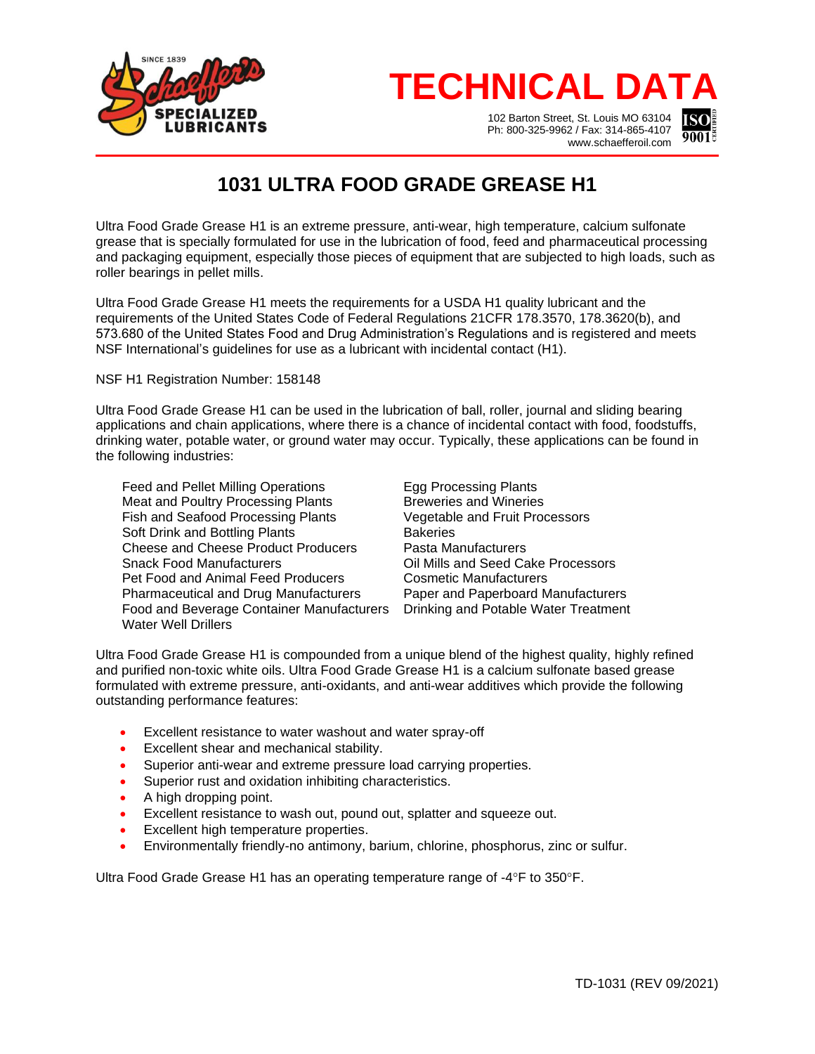# TECHNICAL DATA

102 Barton Street, St. Louis MO 63104
Ph: 800-325-9962 / Fax: 314-865-4107
www.schaefferoil.com

## 1031 ULTRA FOOD GRADE GREASE H1

Ultra Food Grade Grease H1 is an extreme pressure, anti-wear, high temperature, calcium sulfonate grease that is specially formulated for use in the lubrication of food, feed and pharmaceutical processing and packaging equipment, especially those pieces of equipment that are subjected to high loads, such as roller bearings in pellet mills.

Ultra Food Grade Grease H1 meets the requirements for a USDA H1 quality lubricant and the requirements of the United States Code of Federal Regulations 21CFR 178.3570, 178.3620(b), and 573.680 of the United States Food and Drug Administration's Regulations and is registered and meets NSF International's guidelines for use as a lubricant with incidental contact (H1).

NSF H1 Registration Number: 158148

Ultra Food Grade Grease H1 can be used in the lubrication of ball, roller, journal and sliding bearing applications and chain applications, where there is a chance of incidental contact with food, foodstuffs, drinking water, potable water, or ground water may occur. Typically, these applications can be found in the following industries:

- Feed and Pellet Milling Operations
- Meat and Poultry Processing Plants
- Fish and Seafood Processing Plants
- Soft Drink and Bottling Plants
- Cheese and Cheese Product Producers
- Snack Food Manufacturers
- Pet Food and Animal Feed Producers
- Pharmaceutical and Drug Manufacturers
- Food and Beverage Container Manufacturers
- Water Well Drillers
- Egg Processing Plants
- Breweries and Wineries
- Vegetable and Fruit Processors
- Bakeries
- Pasta Manufacturers
- Oil Mills and Seed Cake Processors
- Cosmetic Manufacturers
- Paper and Paperboard Manufacturers
- Drinking and Potable Water Treatment

Ultra Food Grade Grease H1 is compounded from a unique blend of the highest quality, highly refined and purified non-toxic white oils. Ultra Food Grade Grease H1 is a calcium sulfonate based grease formulated with extreme pressure, anti-oxidants, and anti-wear additives which provide the following outstanding performance features:

- Excellent resistance to water washout and water spray-off
- Excellent shear and mechanical stability.
- Superior anti-wear and extreme pressure load carrying properties.
- Superior rust and oxidation inhibiting characteristics.
- A high dropping point.
- Excellent resistance to wash out, pound out, splatter and squeeze out.
- Excellent high temperature properties.
- Environmentally friendly-no antimony, barium, chlorine, phosphorus, zinc or sulfur.

Ultra Food Grade Grease H1 has an operating temperature range of -4°F to 350°F.

TD-1031 (REV 09/2021)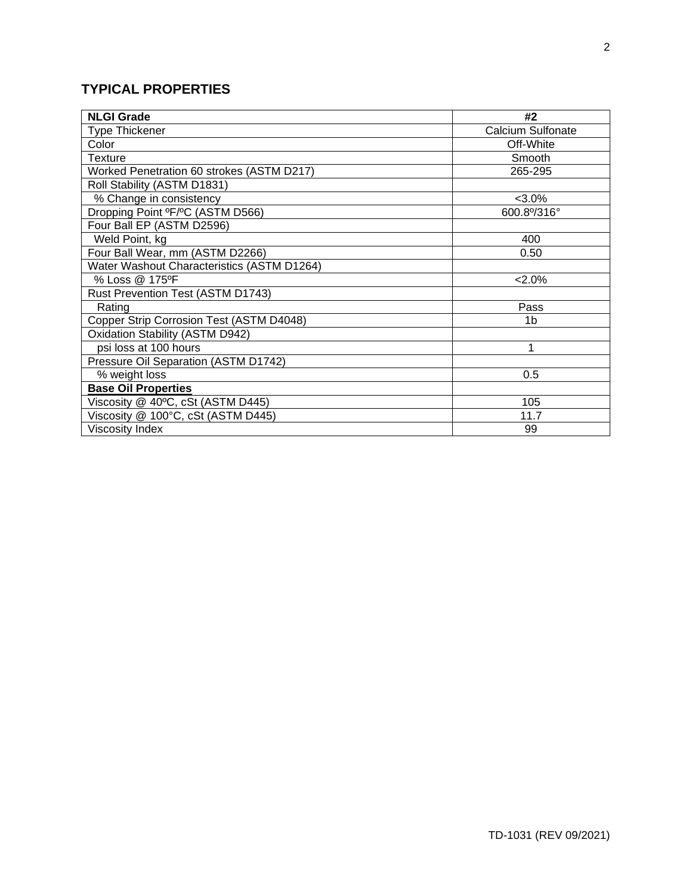## TYPICAL PROPERTIES

| **NLGI Grade** | **#2** |
|---|---|
| Type Thickener | Calcium Sulfonate |
| Color | Off-White |
| Texture | Smooth |
| Worked Penetration 60 strokes (ASTM D217) | 265-295 |
| Roll Stability (ASTM D1831) | |
| % Change in consistency | <3.0% |
| Dropping Point ºF/ºC (ASTM D566) | 600.8º/316° |
| Four Ball EP (ASTM D2596) | |
| Weld Point, kg | 400 |
| Four Ball Wear, mm (ASTM D2266) | 0.50 |
| Water Washout Characteristics (ASTM D1264) | |
| % Loss @ 175ºF | <2.0% |
| Rust Prevention Test (ASTM D1743) | |
| Rating | Pass |
| Copper Strip Corrosion Test (ASTM D4048) | 1b |
| Oxidation Stability (ASTM D942) | |
| psi loss at 100 hours | 1 |
| Pressure Oil Separation (ASTM D1742) | |
| % weight loss | 0.5 |
| **Base Oil Properties** | |
| Viscosity @ 40ºC, cSt (ASTM D445) | 105 |
| Viscosity @ 100°C, cSt (ASTM D445) | 11.7 |
| Viscosity Index | 99 |

TD-1031 (REV 09/2021)